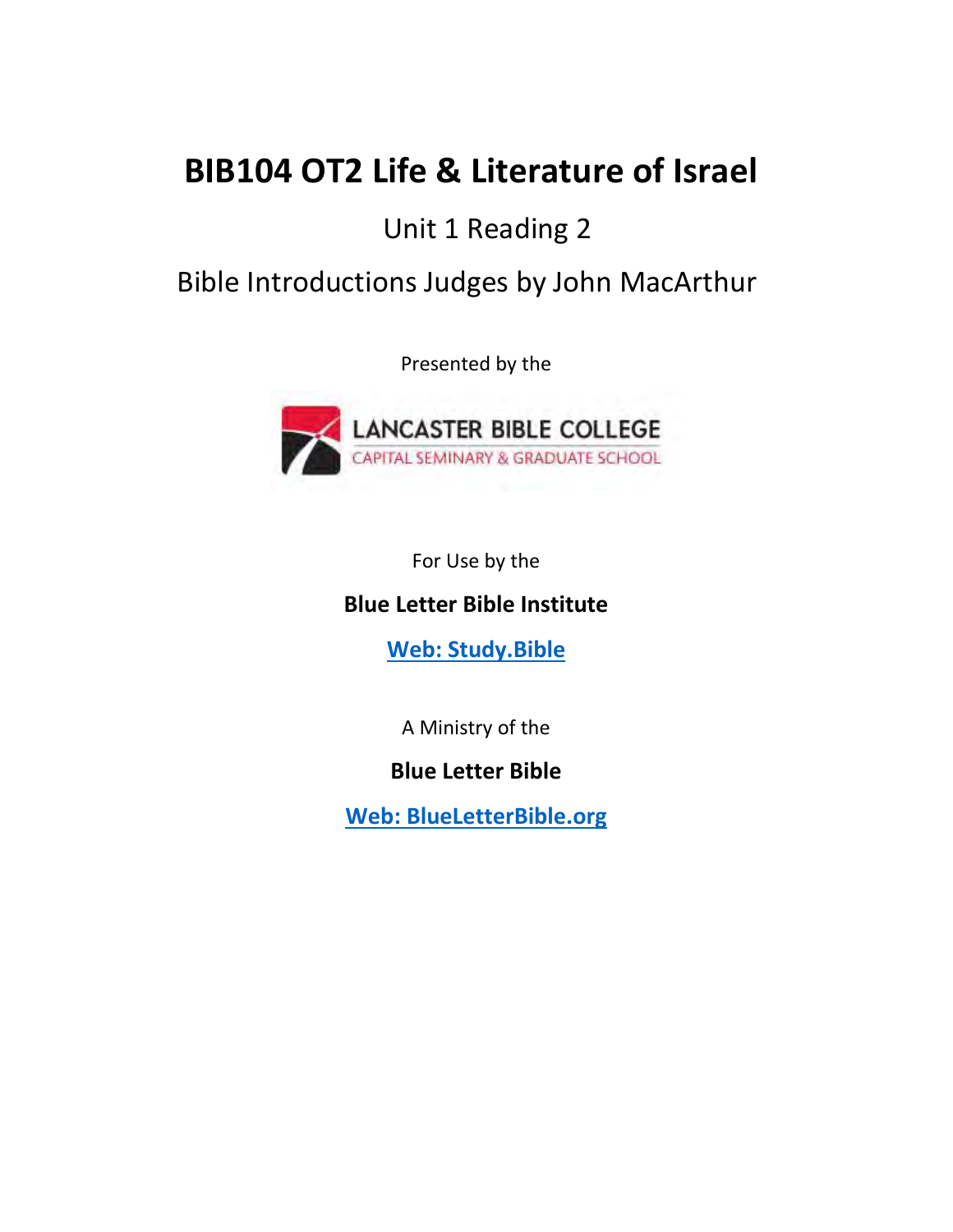# BIB104 OT2 Life & Literature of Israel

## Unit 1 Reading 2

## Bible Introductions Judges by John MacArthur

Presented by the

LANCASTER BIBLE COLLEGE
CAPITAL SEMINARY & GRADUATE SCHOOL

For Use by the

**Blue Letter Bible Institute**

**Web: Study.Bible**

A Ministry of the

**Blue Letter Bible**

**Web: BlueLetterBible.org**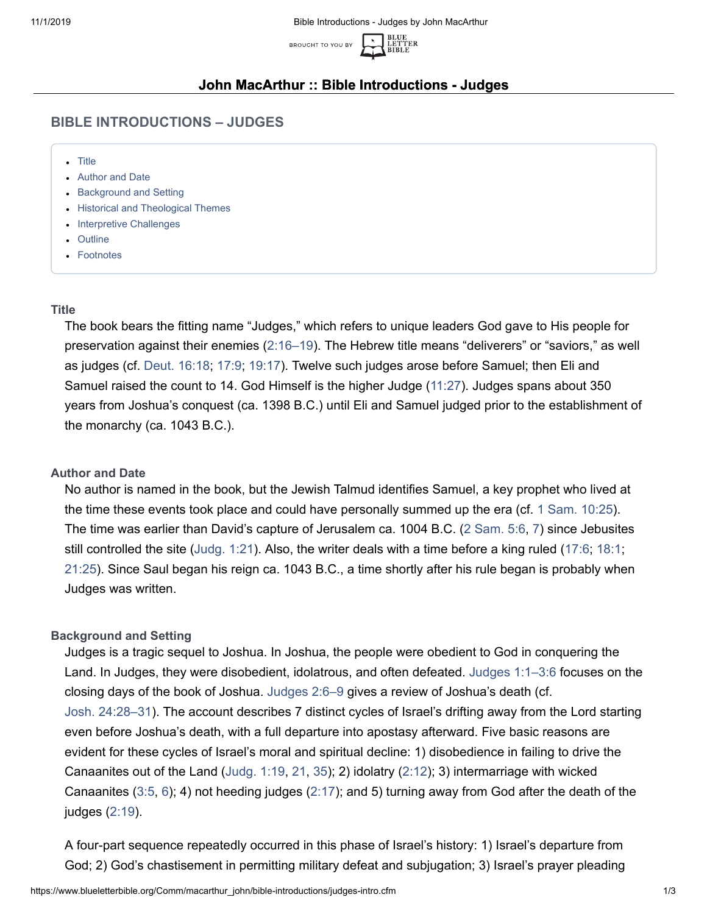# John MacArthur :: Bible Introductions - Judges

## BIBLE INTRODUCTIONS – JUDGES

- Title
- Author and Date
- Background and Setting
- Historical and Theological Themes
- Interpretive Challenges
- Outline
- Footnotes

### Title

The book bears the fitting name "Judges," which refers to unique leaders God gave to His people for preservation against their enemies (2:16–19). The Hebrew title means "deliverers" or "saviors," as well as judges (cf. Deut. 16:18; 17:9; 19:17). Twelve such judges arose before Samuel; then Eli and Samuel raised the count to 14. God Himself is the higher Judge (11:27). Judges spans about 350 years from Joshua's conquest (ca. 1398 B.C.) until Eli and Samuel judged prior to the establishment of the monarchy (ca. 1043 B.C.).

### Author and Date

No author is named in the book, but the Jewish Talmud identifies Samuel, a key prophet who lived at the time these events took place and could have personally summed up the era (cf. 1 Sam. 10:25). The time was earlier than David's capture of Jerusalem ca. 1004 B.C. (2 Sam. 5:6, 7) since Jebusites still controlled the site (Judg. 1:21). Also, the writer deals with a time before a king ruled (17:6; 18:1; 21:25). Since Saul began his reign ca. 1043 B.C., a time shortly after his rule began is probably when Judges was written.

### Background and Setting

Judges is a tragic sequel to Joshua. In Joshua, the people were obedient to God in conquering the Land. In Judges, they were disobedient, idolatrous, and often defeated. Judges 1:1–3:6 focuses on the closing days of the book of Joshua. Judges 2:6–9 gives a review of Joshua's death (cf. Josh. 24:28–31). The account describes 7 distinct cycles of Israel's drifting away from the Lord starting even before Joshua's death, with a full departure into apostasy afterward. Five basic reasons are evident for these cycles of Israel's moral and spiritual decline: 1) disobedience in failing to drive the Canaanites out of the Land (Judg. 1:19, 21, 35); 2) idolatry (2:12); 3) intermarriage with wicked Canaanites (3:5, 6); 4) not heeding judges (2:17); and 5) turning away from God after the death of the judges (2:19).

A four-part sequence repeatedly occurred in this phase of Israel's history: 1) Israel's departure from God; 2) God's chastisement in permitting military defeat and subjugation; 3) Israel's prayer pleading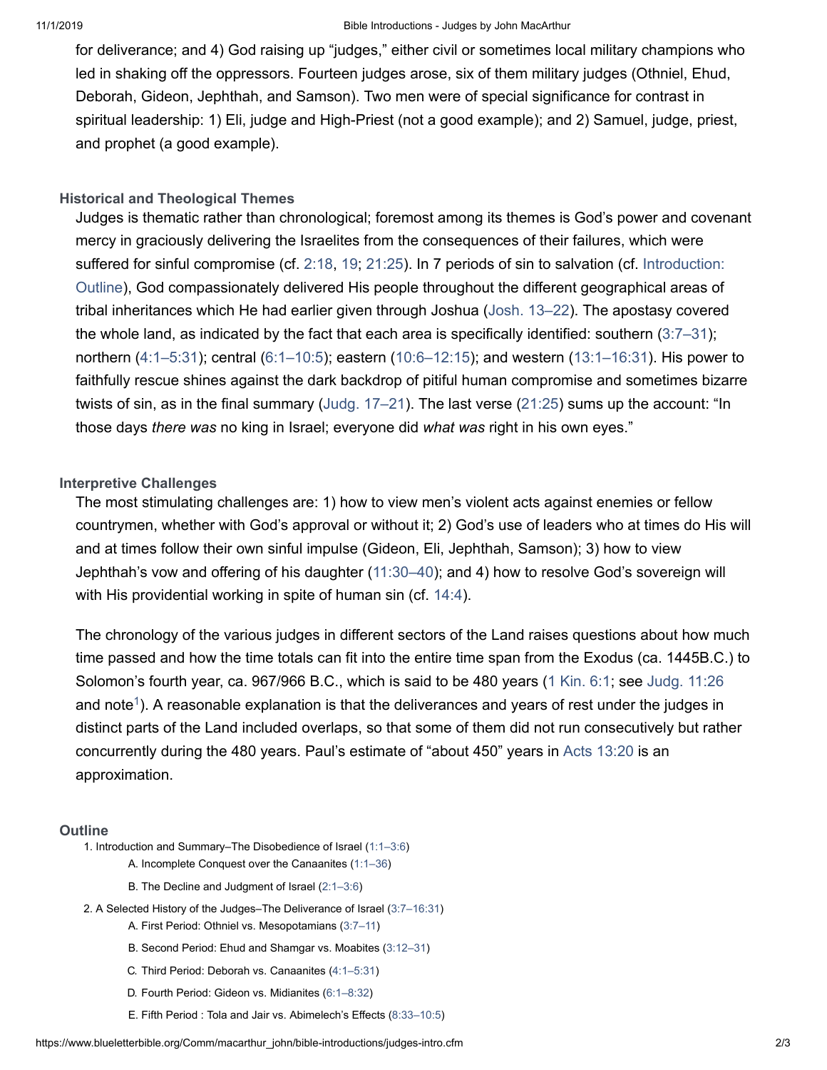for deliverance; and 4) God raising up "judges," either civil or sometimes local military champions who led in shaking off the oppressors. Fourteen judges arose, six of them military judges (Othniel, Ehud, Deborah, Gideon, Jephthah, and Samson). Two men were of special significance for contrast in spiritual leadership: 1) Eli, judge and High-Priest (not a good example); and 2) Samuel, judge, priest, and prophet (a good example).

### Historical and Theological Themes

Judges is thematic rather than chronological; foremost among its themes is God's power and covenant mercy in graciously delivering the Israelites from the consequences of their failures, which were suffered for sinful compromise (cf. 2:18, 19; 21:25). In 7 periods of sin to salvation (cf. Introduction: Outline), God compassionately delivered His people throughout the different geographical areas of tribal inheritances which He had earlier given through Joshua (Josh. 13–22). The apostasy covered the whole land, as indicated by the fact that each area is specifically identified: southern (3:7–31); northern (4:1–5:31); central (6:1–10:5); eastern (10:6–12:15); and western (13:1–16:31). His power to faithfully rescue shines against the dark backdrop of pitiful human compromise and sometimes bizarre twists of sin, as in the final summary (Judg. 17–21). The last verse (21:25) sums up the account: "In those days *there was* no king in Israel; everyone did *what was* right in his own eyes."

### Interpretive Challenges

The most stimulating challenges are: 1) how to view men's violent acts against enemies or fellow countrymen, whether with God's approval or without it; 2) God's use of leaders who at times do His will and at times follow their own sinful impulse (Gideon, Eli, Jephthah, Samson); 3) how to view Jephthah's vow and offering of his daughter (11:30–40); and 4) how to resolve God's sovereign will with His providential working in spite of human sin (cf. 14:4).

The chronology of the various judges in different sectors of the Land raises questions about how much time passed and how the time totals can fit into the entire time span from the Exodus (ca. 1445B.C.) to Solomon's fourth year, ca. 967/966 B.C., which is said to be 480 years (1 Kin. 6:1; see Judg. 11:26 and note[1]). A reasonable explanation is that the deliverances and years of rest under the judges in distinct parts of the Land included overlaps, so that some of them did not run consecutively but rather concurrently during the 480 years. Paul's estimate of "about 450" years in Acts 13:20 is an approximation.

### Outline

1. Introduction and Summary–The Disobedience of Israel (1:1–3:6)
   - A. Incomplete Conquest over the Canaanites (1:1–36)
   - B. The Decline and Judgment of Israel (2:1–3:6)
2. A Selected History of the Judges–The Deliverance of Israel (3:7–16:31)
   - A. First Period: Othniel vs. Mesopotamians (3:7–11)
   - B. Second Period: Ehud and Shamgar vs. Moabites (3:12–31)
   - C. Third Period: Deborah vs. Canaanites (4:1–5:31)
   - D. Fourth Period: Gideon vs. Midianites (6:1–8:32)
   - E. Fifth Period : Tola and Jair vs. Abimelech's Effects (8:33–10:5)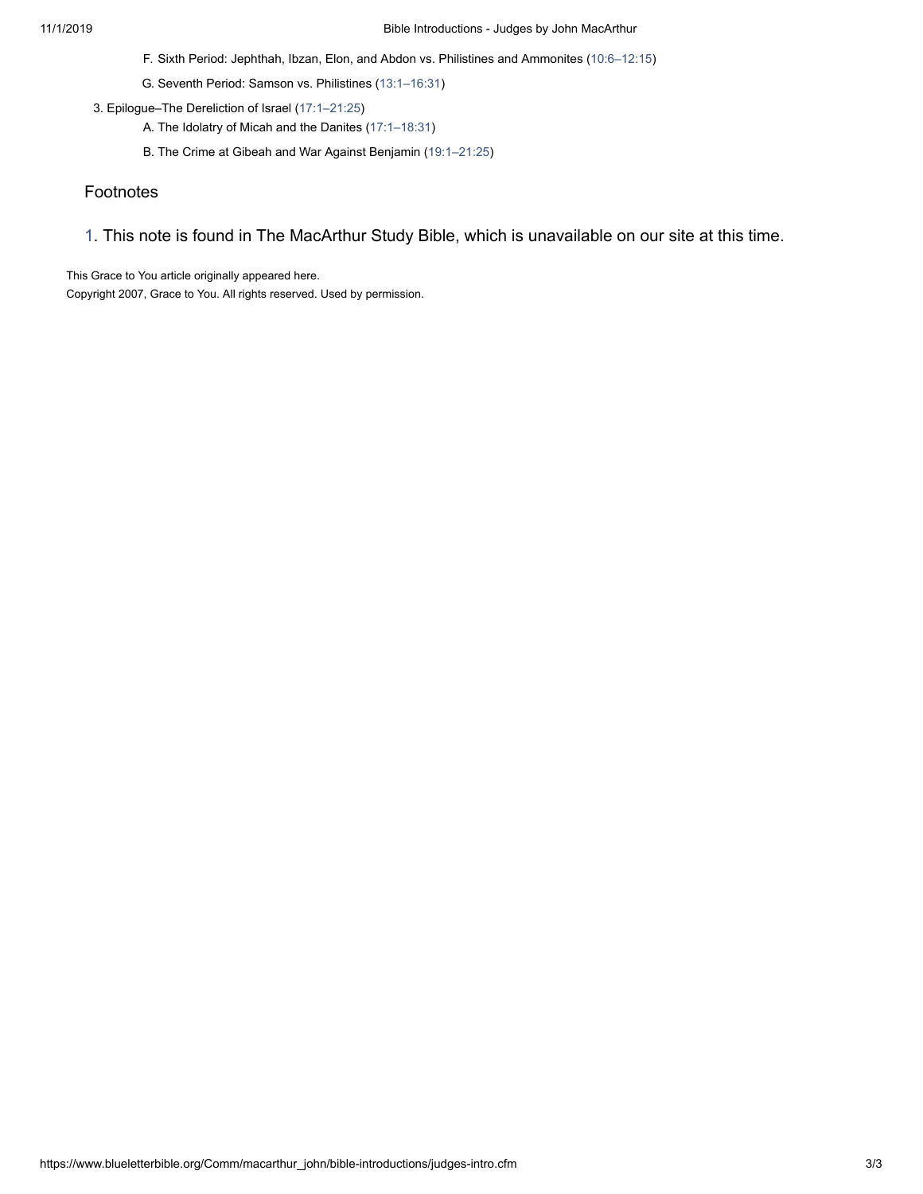- F. Sixth Period: Jephthah, Ibzan, Elon, and Abdon vs. Philistines and Ammonites (10:6–12:15)
- G. Seventh Period: Samson vs. Philistines (13:1–16:31)

3. Epilogue–The Dereliction of Israel (17:1–21:25)
   - A. The Idolatry of Micah and the Danites (17:1–18:31)
   - B. The Crime at Gibeah and War Against Benjamin (19:1–21:25)

## Footnotes

1. This note is found in The MacArthur Study Bible, which is unavailable on our site at this time.

This Grace to You article originally appeared here.
Copyright 2007, Grace to You. All rights reserved. Used by permission.